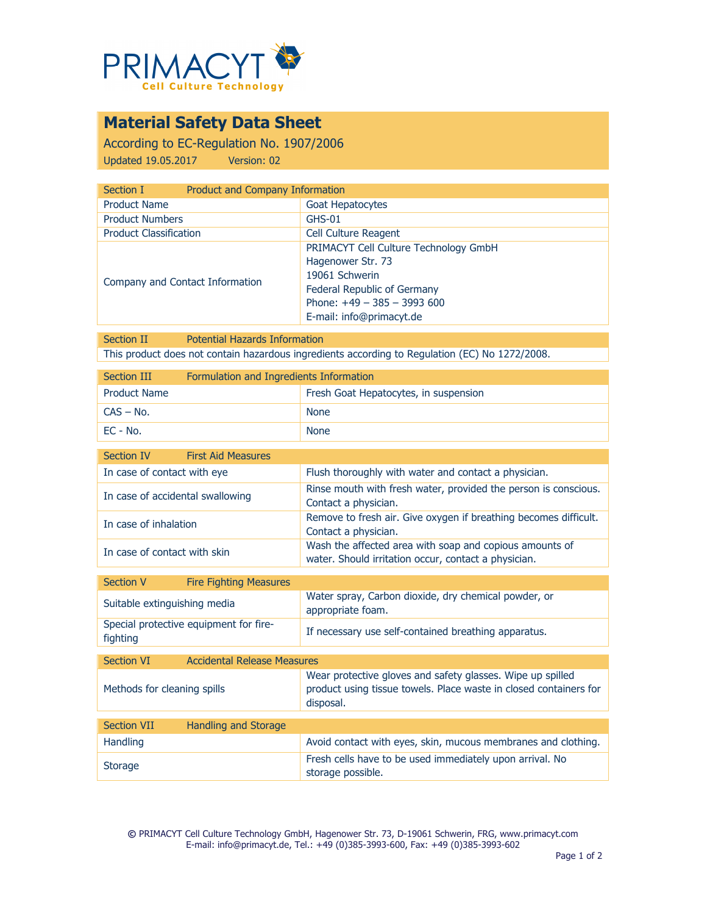PRIMACYT
Cell Culture Technology

# Material Safety Data Sheet

According to EC-Regulation No. 1907/2006

Updated 19.05.2017 Version: 02

| Section I | Product and Company Information |
|---|---|
| Product Name | Goat Hepatocytes |
| Product Numbers | GHS-01 |
| Product Classification | Cell Culture Reagent |
| Company and Contact Information | PRIMACYT Cell Culture Technology GmbH<br>Hagenower Str. 73<br>19061 Schwerin<br>Federal Republic of Germany<br>Phone: +49 – 385 – 3993 600<br>E-mail: info@primacyt.de |

| Section II | Potential Hazards Information |
|---|---|
| This product does not contain hazardous ingredients according to Regulation (EC) No 1272/2008. | |

| Section III | Formulation and Ingredients Information |
|---|---|
| Product Name | Fresh Goat Hepatocytes, in suspension |
| CAS – No. | None |
| EC - No. | None |

| Section IV | First Aid Measures |
|---|---|
| In case of contact with eye | Flush thoroughly with water and contact a physician. |
| In case of accidental swallowing | Rinse mouth with fresh water, provided the person is conscious. Contact a physician. |
| In case of inhalation | Remove to fresh air. Give oxygen if breathing becomes difficult. Contact a physician. |
| In case of contact with skin | Wash the affected area with soap and copious amounts of water. Should irritation occur, contact a physician. |

| Section V | Fire Fighting Measures |
|---|---|
| Suitable extinguishing media | Water spray, Carbon dioxide, dry chemical powder, or appropriate foam. |
| Special protective equipment for fire-fighting | If necessary use self-contained breathing apparatus. |

| Section VI | Accidental Release Measures |
|---|---|
| Methods for cleaning spills | Wear protective gloves and safety glasses. Wipe up spilled product using tissue towels. Place waste in closed containers for disposal. |

| Section VII | Handling and Storage |
|---|---|
| Handling | Avoid contact with eyes, skin, mucous membranes and clothing. |
| Storage | Fresh cells have to be used immediately upon arrival. No storage possible. |

© PRIMACYT Cell Culture Technology GmbH, Hagenower Str. 73, D-19061 Schwerin, FRG, www.primacyt.com
E-mail: info@primacyt.de, Tel.: +49 (0)385-3993-600, Fax: +49 (0)385-3993-602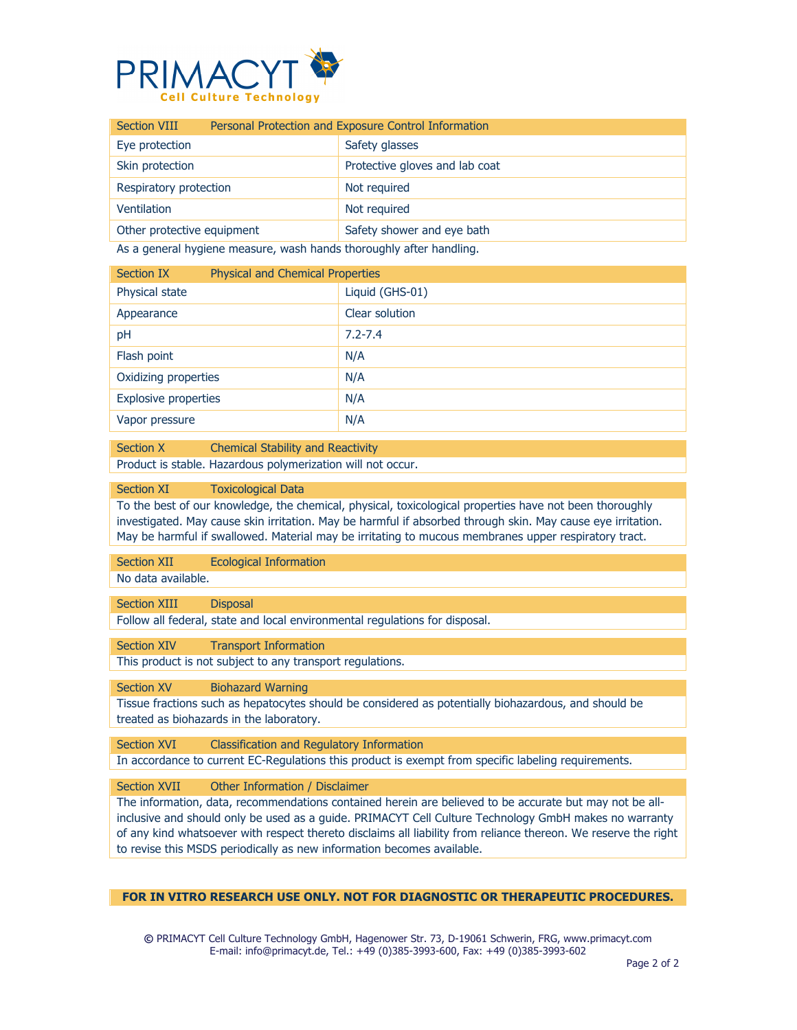PRIMACYT
Cell Culture Technology

## Section VIII Personal Protection and Exposure Control Information

| | |
|---|---|
| Eye protection | Safety glasses |
| Skin protection | Protective gloves and lab coat |
| Respiratory protection | Not required |
| Ventilation | Not required |
| Other protective equipment | Safety shower and eye bath |

As a general hygiene measure, wash hands thoroughly after handling.

## Section IX Physical and Chemical Properties

| | |
|---|---|
| Physical state | Liquid (GHS-01) |
| Appearance | Clear solution |
| pH | 7.2-7.4 |
| Flash point | N/A |
| Oxidizing properties | N/A |
| Explosive properties | N/A |
| Vapor pressure | N/A |

## Section X Chemical Stability and Reactivity

Product is stable. Hazardous polymerization will not occur.

## Section XI Toxicological Data

To the best of our knowledge, the chemical, physical, toxicological properties have not been thoroughly investigated. May cause skin irritation. May be harmful if absorbed through skin. May cause eye irritation. May be harmful if swallowed. Material may be irritating to mucous membranes upper respiratory tract.

## Section XII Ecological Information

No data available.

## Section XIII Disposal

Follow all federal, state and local environmental regulations for disposal.

## Section XIV Transport Information

This product is not subject to any transport regulations.

## Section XV Biohazard Warning

Tissue fractions such as hepatocytes should be considered as potentially biohazardous, and should be treated as biohazards in the laboratory.

## Section XVI Classification and Regulatory Information

In accordance to current EC-Regulations this product is exempt from specific labeling requirements.

## Section XVII Other Information / Disclaimer

The information, data, recommendations contained herein are believed to be accurate but may not be all-inclusive and should only be used as a guide. PRIMACYT Cell Culture Technology GmbH makes no warranty of any kind whatsoever with respect thereto disclaims all liability from reliance thereon. We reserve the right to revise this MSDS periodically as new information becomes available.

**FOR IN VITRO RESEARCH USE ONLY. NOT FOR DIAGNOSTIC OR THERAPEUTIC PROCEDURES.**

© PRIMACYT Cell Culture Technology GmbH, Hagenower Str. 73, D-19061 Schwerin, FRG, www.primacyt.com
E-mail: info@primacyt.de, Tel.: +49 (0)385-3993-600, Fax: +49 (0)385-3993-602